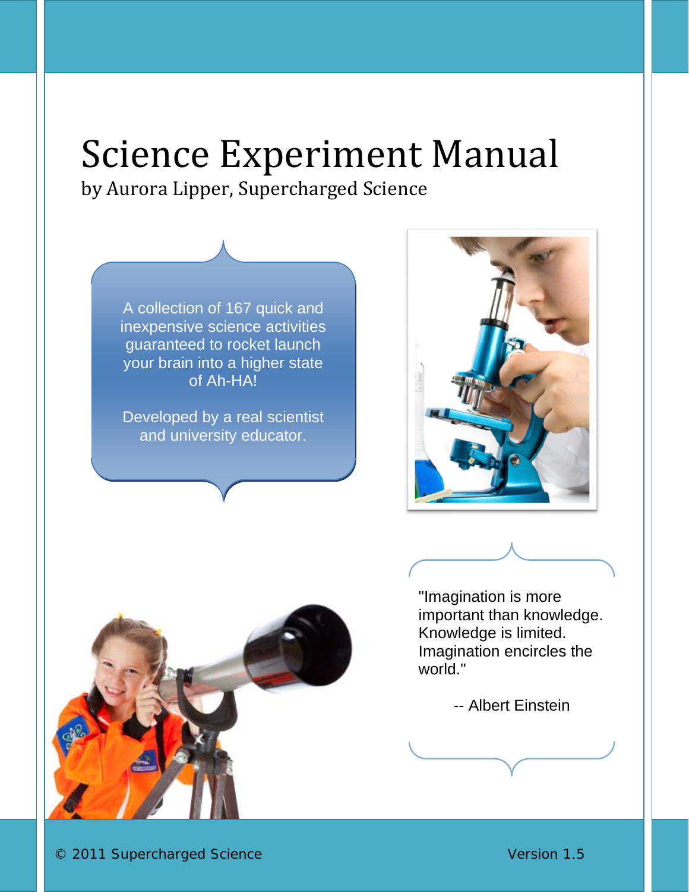# Science Experiment Manual

by Aurora Lipper, Supercharged Science

A collection of 167 quick and inexpensive science activities guaranteed to rocket launch your brain into a higher state of Ah-HA!

Developed by a real scientist and university educator.

"Imagination is more important than knowledge. Knowledge is limited. Imagination encircles the world."

-- Albert Einstein

© 2011 Supercharged Science

Version 1.5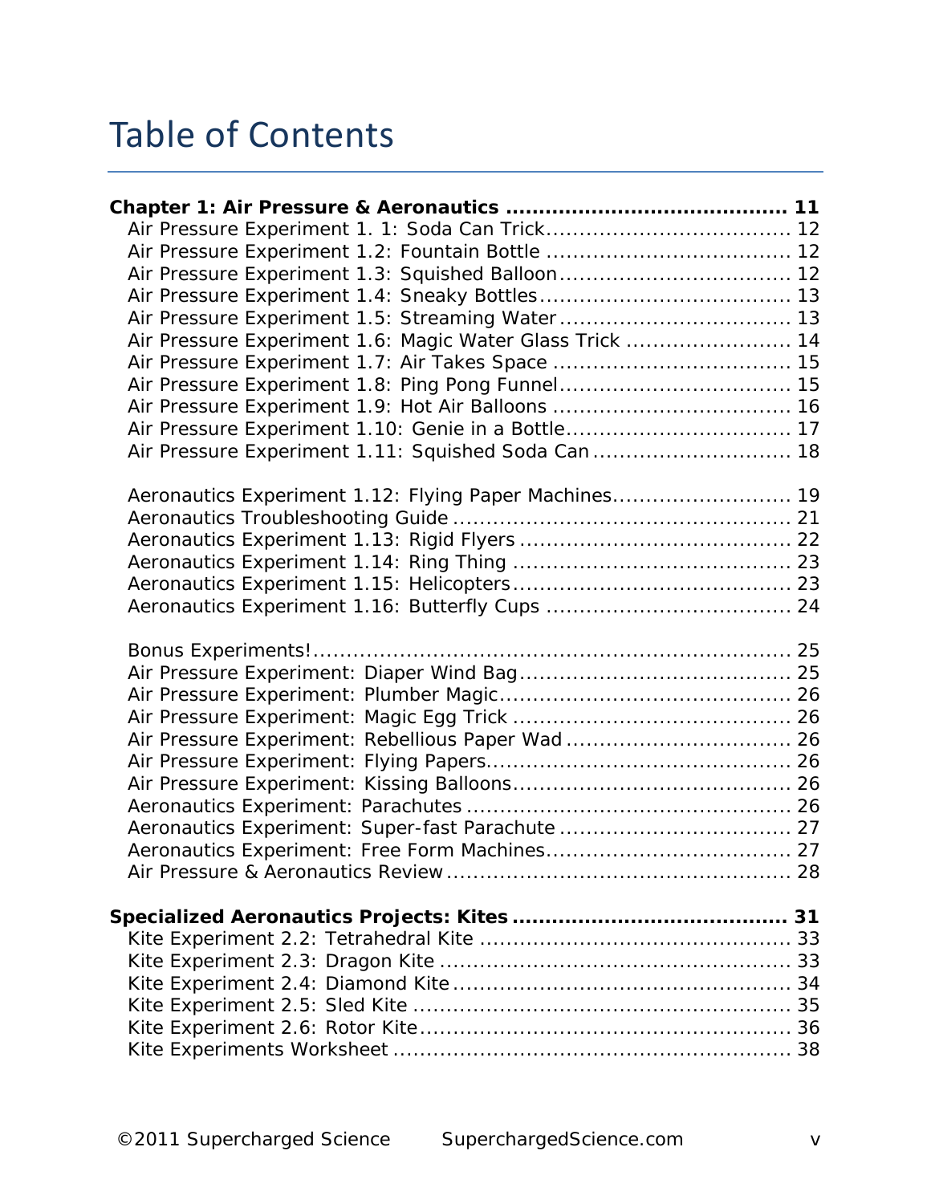# Table of Contents

**Chapter 1: Air Pressure & Aeronautics .......................................... 11**

Air Pressure Experiment 1. 1: Soda Can Trick.................................... 12
Air Pressure Experiment 1.2: Fountain Bottle .................................... 12
Air Pressure Experiment 1.3: Squished Balloon.................................. 12
Air Pressure Experiment 1.4: Sneaky Bottles..................................... 13
Air Pressure Experiment 1.5: Streaming Water.................................. 13
Air Pressure Experiment 1.6: Magic Water Glass Trick ........................ 14
Air Pressure Experiment 1.7: Air Takes Space ................................... 15
Air Pressure Experiment 1.8: Ping Pong Funnel.................................. 15
Air Pressure Experiment 1.9: Hot Air Balloons ................................... 16
Air Pressure Experiment 1.10: Genie in a Bottle................................. 17
Air Pressure Experiment 1.11: Squished Soda Can ............................. 18

Aeronautics Experiment 1.12: Flying Paper Machines........................... 19
Aeronautics Troubleshooting Guide .................................................. 21
Aeronautics Experiment 1.13: Rigid Flyers ........................................ 22
Aeronautics Experiment 1.14: Ring Thing .......................................... 23
Aeronautics Experiment 1.15: Helicopters.......................................... 23
Aeronautics Experiment 1.16: Butterfly Cups ..................................... 24

Bonus Experiments!........................................................................ 25
Air Pressure Experiment: Diaper Wind Bag........................................ 25
Air Pressure Experiment: Plumber Magic........................................... 26
Air Pressure Experiment: Magic Egg Trick ......................................... 26
Air Pressure Experiment: Rebellious Paper Wad ................................. 26
Air Pressure Experiment: Flying Papers............................................. 26
Air Pressure Experiment: Kissing Balloons......................................... 26
Aeronautics Experiment: Parachutes ................................................ 26
Aeronautics Experiment: Super-fast Parachute .................................. 27
Aeronautics Experiment: Free Form Machines.................................... 27
Air Pressure & Aeronautics Review ................................................... 28

**Specialized Aeronautics Projects: Kites ......................................... 31**

Kite Experiment 2.2: Tetrahedral Kite .............................................. 33
Kite Experiment 2.3: Dragon Kite .................................................... 33
Kite Experiment 2.4: Diamond Kite .................................................. 34
Kite Experiment 2.5: Sled Kite ........................................................ 35
Kite Experiment 2.6: Rotor Kite....................................................... 36
Kite Experiments Worksheet ........................................................... 38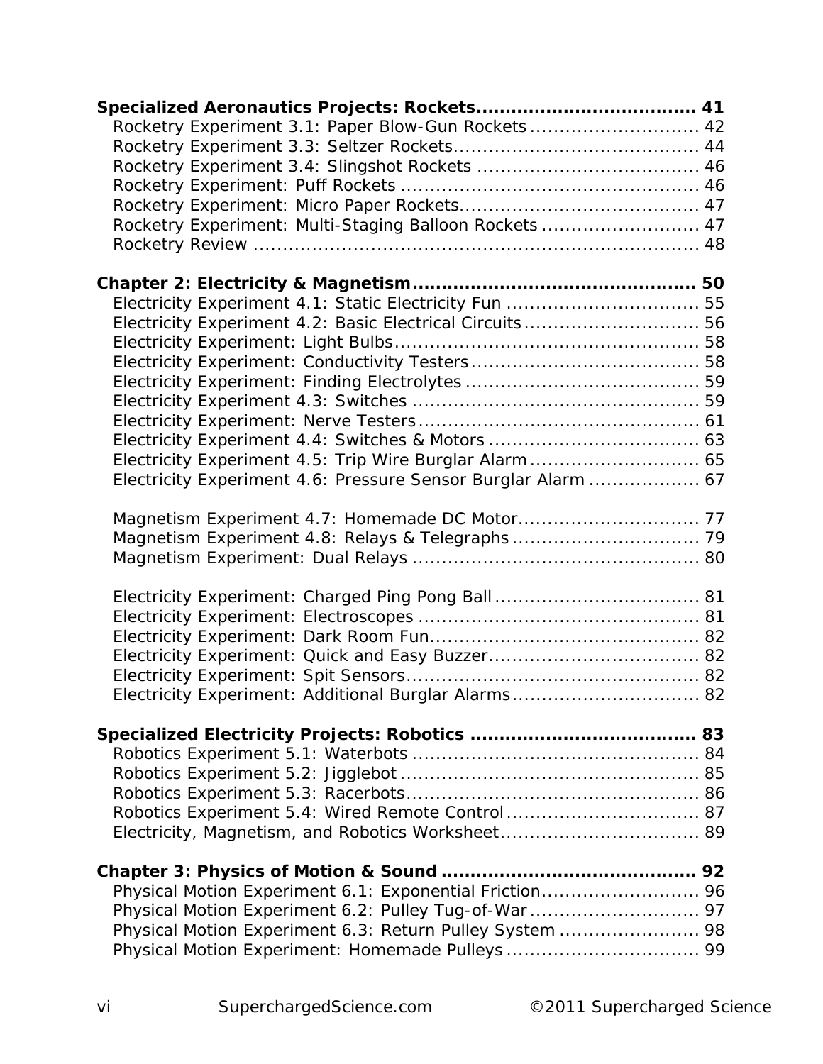**Specialized Aeronautics Projects: Rockets.................................... 41**

Rocketry Experiment 3.1: Paper Blow-Gun Rockets ............................ 42
Rocketry Experiment 3.3: Seltzer Rockets......................................... 44
Rocketry Experiment 3.4: Slingshot Rockets ..................................... 46
Rocketry Experiment: Puff Rockets .................................................. 46
Rocketry Experiment: Micro Paper Rockets........................................ 47
Rocketry Experiment: Multi-Staging Balloon Rockets .......................... 47
Rocketry Review ........................................................................... 48

**Chapter 2: Electricity & Magnetism............................................... 50**

Electricity Experiment 4.1: Static Electricity Fun ................................ 55
Electricity Experiment 4.2: Basic Electrical Circuits ............................. 56
Electricity Experiment: Light Bulbs................................................... 58
Electricity Experiment: Conductivity Testers...................................... 58
Electricity Experiment: Finding Electrolytes ....................................... 59
Electricity Experiment 4.3: Switches ................................................ 59
Electricity Experiment: Nerve Testers............................................... 61
Electricity Experiment 4.4: Switches & Motors ................................... 63
Electricity Experiment 4.5: Trip Wire Burglar Alarm............................ 65
Electricity Experiment 4.6: Pressure Sensor Burglar Alarm .................. 67

Magnetism Experiment 4.7: Homemade DC Motor.............................. 77
Magnetism Experiment 4.8: Relays & Telegraphs ............................... 79
Magnetism Experiment: Dual Relays ................................................ 80

Electricity Experiment: Charged Ping Pong Ball .................................. 81
Electricity Experiment: Electroscopes ............................................... 81
Electricity Experiment: Dark Room Fun............................................. 82
Electricity Experiment: Quick and Easy Buzzer................................... 82
Electricity Experiment: Spit Sensors................................................. 82
Electricity Experiment: Additional Burglar Alarms............................... 82

**Specialized Electricity Projects: Robotics ...................................... 83**

Robotics Experiment 5.1: Waterbots ................................................ 84
Robotics Experiment 5.2: Jigglebot .................................................. 85
Robotics Experiment 5.3: Racerbots................................................. 86
Robotics Experiment 5.4: Wired Remote Control ................................ 87
Electricity, Magnetism, and Robotics Worksheet................................. 89

**Chapter 3: Physics of Motion & Sound ........................................... 92**

Physical Motion Experiment 6.1: Exponential Friction........................... 96
Physical Motion Experiment 6.2: Pulley Tug-of-War ............................ 97
Physical Motion Experiment 6.3: Return Pulley System ........................ 98
Physical Motion Experiment: Homemade Pulleys ................................. 99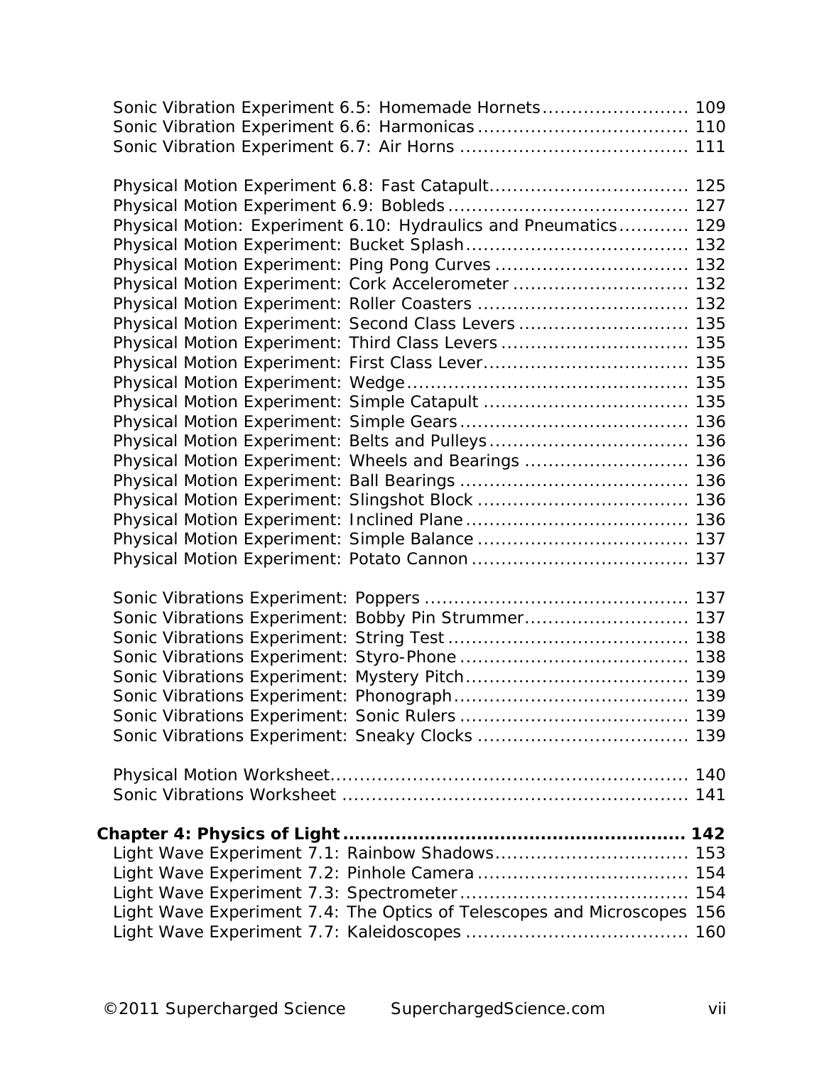Sonic Vibration Experiment 6.5: Homemade Hornets........................ 109
Sonic Vibration Experiment 6.6: Harmonicas.................................. 110
Sonic Vibration Experiment 6.7: Air Horns ..................................... 111

Physical Motion Experiment 6.8: Fast Catapult................................. 125
Physical Motion Experiment 6.9: Bobleds........................................ 127
Physical Motion: Experiment 6.10: Hydraulics and Pneumatics............ 129
Physical Motion Experiment: Bucket Splash..................................... 132
Physical Motion Experiment: Ping Pong Curves ................................ 132
Physical Motion Experiment: Cork Accelerometer ............................. 132
Physical Motion Experiment: Roller Coasters .................................. 132
Physical Motion Experiment: Second Class Levers ............................ 135
Physical Motion Experiment: Third Class Levers............................... 135
Physical Motion Experiment: First Class Lever.................................. 135
Physical Motion Experiment: Wedge............................................... 135
Physical Motion Experiment: Simple Catapult .................................. 135
Physical Motion Experiment: Simple Gears...................................... 136
Physical Motion Experiment: Belts and Pulleys................................. 136
Physical Motion Experiment: Wheels and Bearings ........................... 136
Physical Motion Experiment: Ball Bearings ...................................... 136
Physical Motion Experiment: Slingshot Block .................................. 136
Physical Motion Experiment: Inclined Plane..................................... 136
Physical Motion Experiment: Simple Balance .................................. 137
Physical Motion Experiment: Potato Cannon ................................... 137

Sonic Vibrations Experiment: Poppers ............................................ 137
Sonic Vibrations Experiment: Bobby Pin Strummer........................... 137
Sonic Vibrations Experiment: String Test ........................................ 138
Sonic Vibrations Experiment: Styro-Phone ...................................... 138
Sonic Vibrations Experiment: Mystery Pitch..................................... 139
Sonic Vibrations Experiment: Phonograph....................................... 139
Sonic Vibrations Experiment: Sonic Rulers ...................................... 139
Sonic Vibrations Experiment: Sneaky Clocks ................................... 139

Physical Motion Worksheet............................................................ 140
Sonic Vibrations Worksheet .......................................................... 141

**Chapter 4: Physics of Light ......................................................... 142**
Light Wave Experiment 7.1: Rainbow Shadows................................ 153
Light Wave Experiment 7.2: Pinhole Camera ................................... 154
Light Wave Experiment 7.3: Spectrometer...................................... 154
Light Wave Experiment 7.4: The Optics of Telescopes and Microscopes 156
Light Wave Experiment 7.7: Kaleidoscopes .................................... 160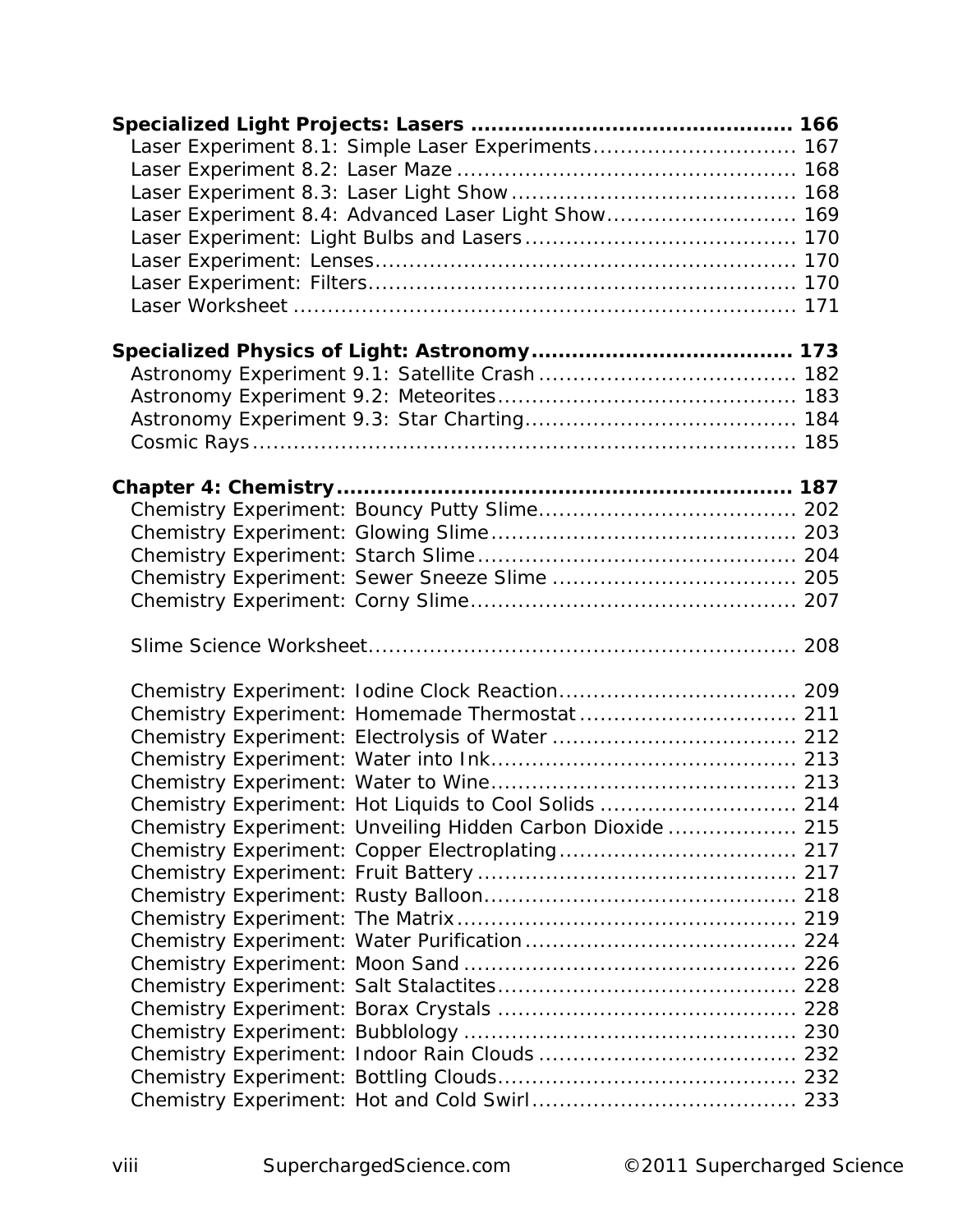**Specialized Light Projects: Lasers ............................................ 166**

Laser Experiment 8.1: Simple Laser Experiments............................ 167
Laser Experiment 8.2: Laser Maze ................................................ 168
Laser Experiment 8.3: Laser Light Show......................................... 168
Laser Experiment 8.4: Advanced Laser Light Show.......................... 169
Laser Experiment: Light Bulbs and Lasers....................................... 170
Laser Experiment: Lenses............................................................. 170
Laser Experiment: Filters.............................................................. 170
Laser Worksheet ......................................................................... 171

**Specialized Physics of Light: Astronomy..................................... 173**

Astronomy Experiment 9.1: Satellite Crash ..................................... 182
Astronomy Experiment 9.2: Meteorites........................................... 183
Astronomy Experiment 9.3: Star Charting....................................... 184
Cosmic Rays ............................................................................... 185

**Chapter 4: Chemistry................................................................. 187**

Chemistry Experiment: Bouncy Putty Slime..................................... 202
Chemistry Experiment: Glowing Slime............................................ 203
Chemistry Experiment: Starch Slime.............................................. 204
Chemistry Experiment: Sewer Sneeze Slime ................................... 205
Chemistry Experiment: Corny Slime............................................... 207

Slime Science Worksheet.............................................................. 208

Chemistry Experiment: Iodine Clock Reaction.................................. 209
Chemistry Experiment: Homemade Thermostat ............................... 211
Chemistry Experiment: Electrolysis of Water ................................... 212
Chemistry Experiment: Water into Ink............................................ 213
Chemistry Experiment: Water to Wine............................................ 213
Chemistry Experiment: Hot Liquids to Cool Solids ............................ 214
Chemistry Experiment: Unveiling Hidden Carbon Dioxide .................. 215
Chemistry Experiment: Copper Electroplating.................................. 217
Chemistry Experiment: Fruit Battery .............................................. 217
Chemistry Experiment: Rusty Balloon............................................. 218
Chemistry Experiment: The Matrix................................................. 219
Chemistry Experiment: Water Purification....................................... 224
Chemistry Experiment: Moon Sand ................................................ 226
Chemistry Experiment: Salt Stalactites........................................... 228
Chemistry Experiment: Borax Crystals ........................................... 228
Chemistry Experiment: Bubblology ................................................ 230
Chemistry Experiment: Indoor Rain Clouds ..................................... 232
Chemistry Experiment: Bottling Clouds........................................... 232
Chemistry Experiment: Hot and Cold Swirl...................................... 233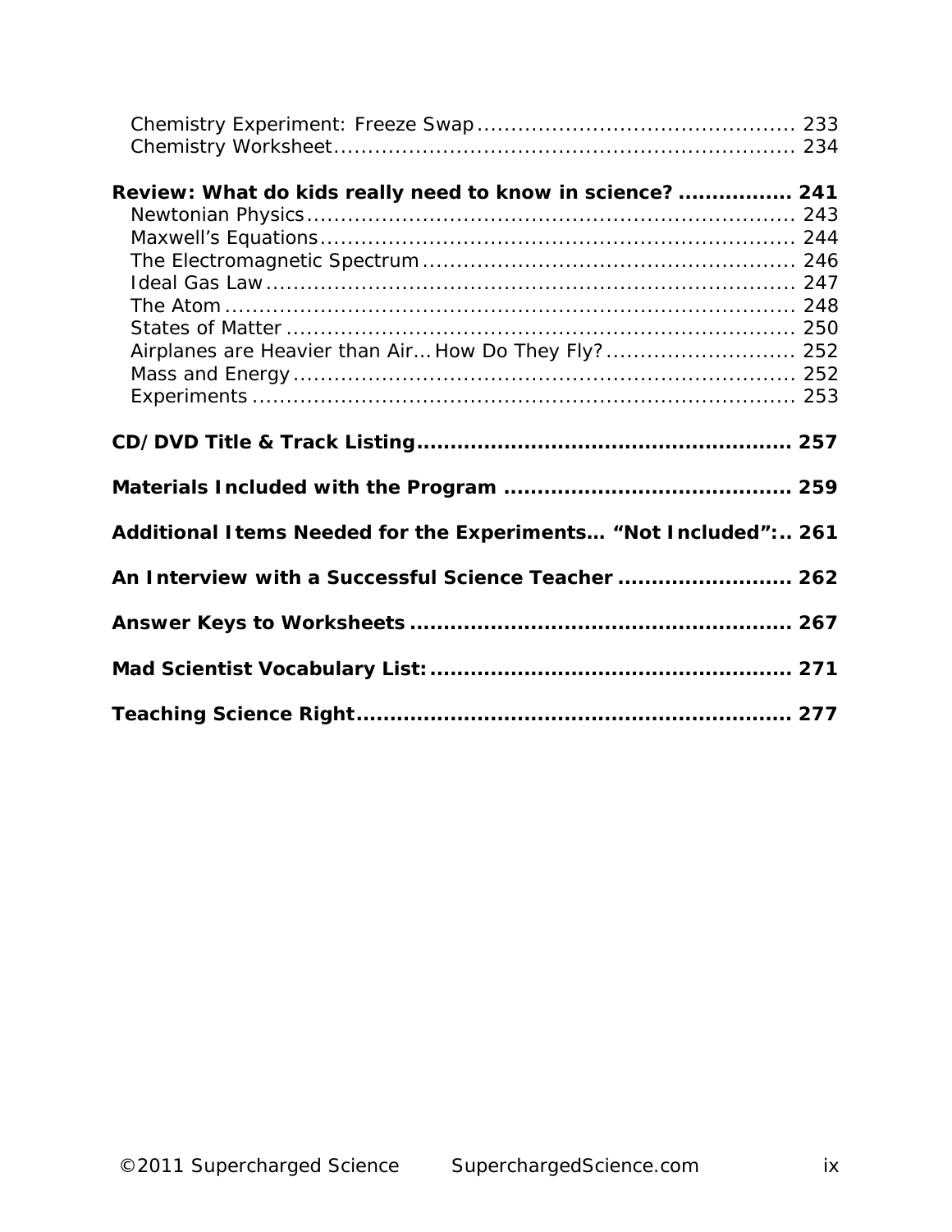Chemistry Experiment: Freeze Swap ........................................ 233
Chemistry Worksheet ........................................................... 234

**Review: What do kids really need to know in science? ................ 241**

Newtonian Physics ................................................................ 243
Maxwell's Equations .............................................................. 244
The Electromagnetic Spectrum ............................................... 246
Ideal Gas Law ...................................................................... 247
The Atom ............................................................................ 248
States of Matter ................................................................... 250
Airplanes are Heavier than Air… How Do They Fly? ........................ 252
Mass and Energy .................................................................. 252
Experiments ........................................................................ 253

**CD/DVD Title & Track Listing ...................................................... 257**

**Materials Included with the Program .......................................... 259**

**Additional Items Needed for the Experiments… "Not Included":.. 261**

**An Interview with a Successful Science Teacher ......................... 262**

**Answer Keys to Worksheets ....................................................... 267**

**Mad Scientist Vocabulary List: .................................................... 271**

**Teaching Science Right ............................................................... 277**